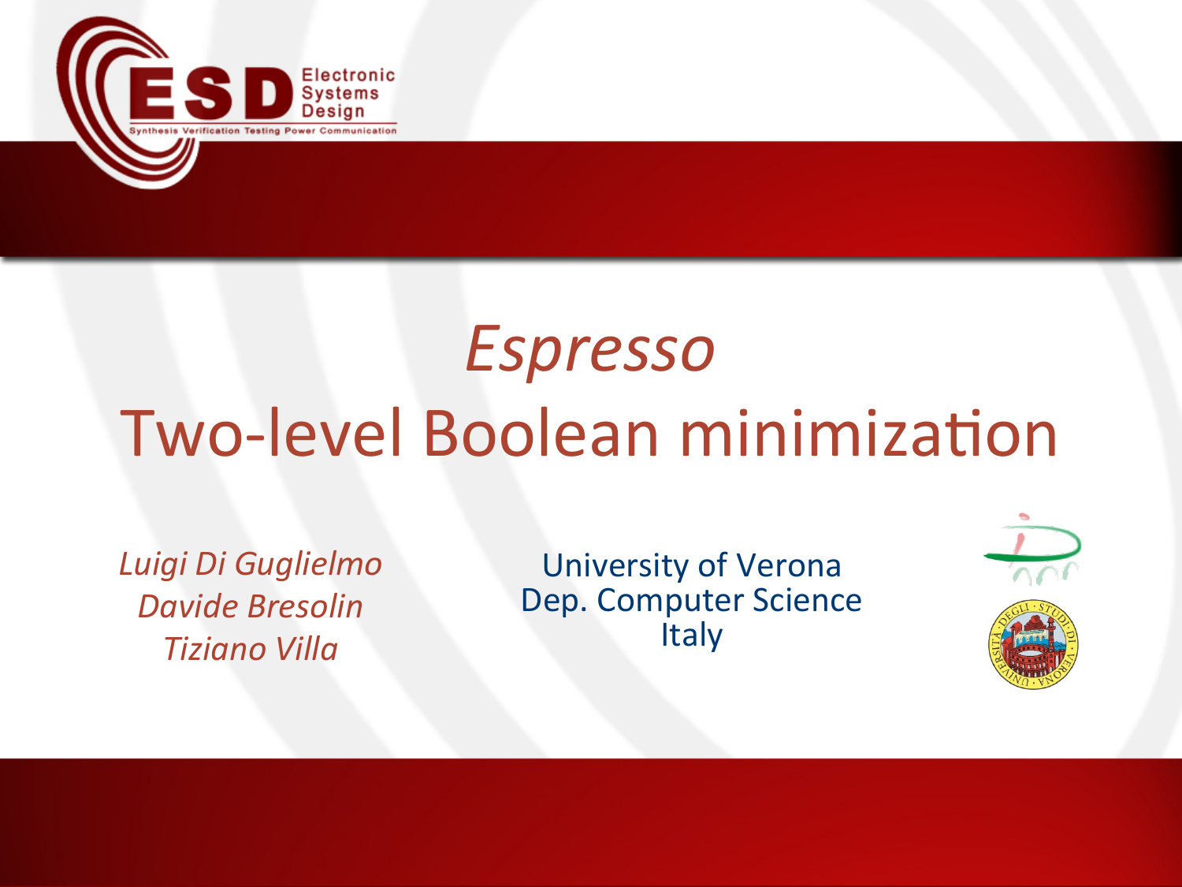# *Espresso*
# Two-level Boolean minimization

*Luigi Di Guglielmo*
*Davide Bresolin*
*Tiziano Villa*

University of Verona
Dep. Computer Science
Italy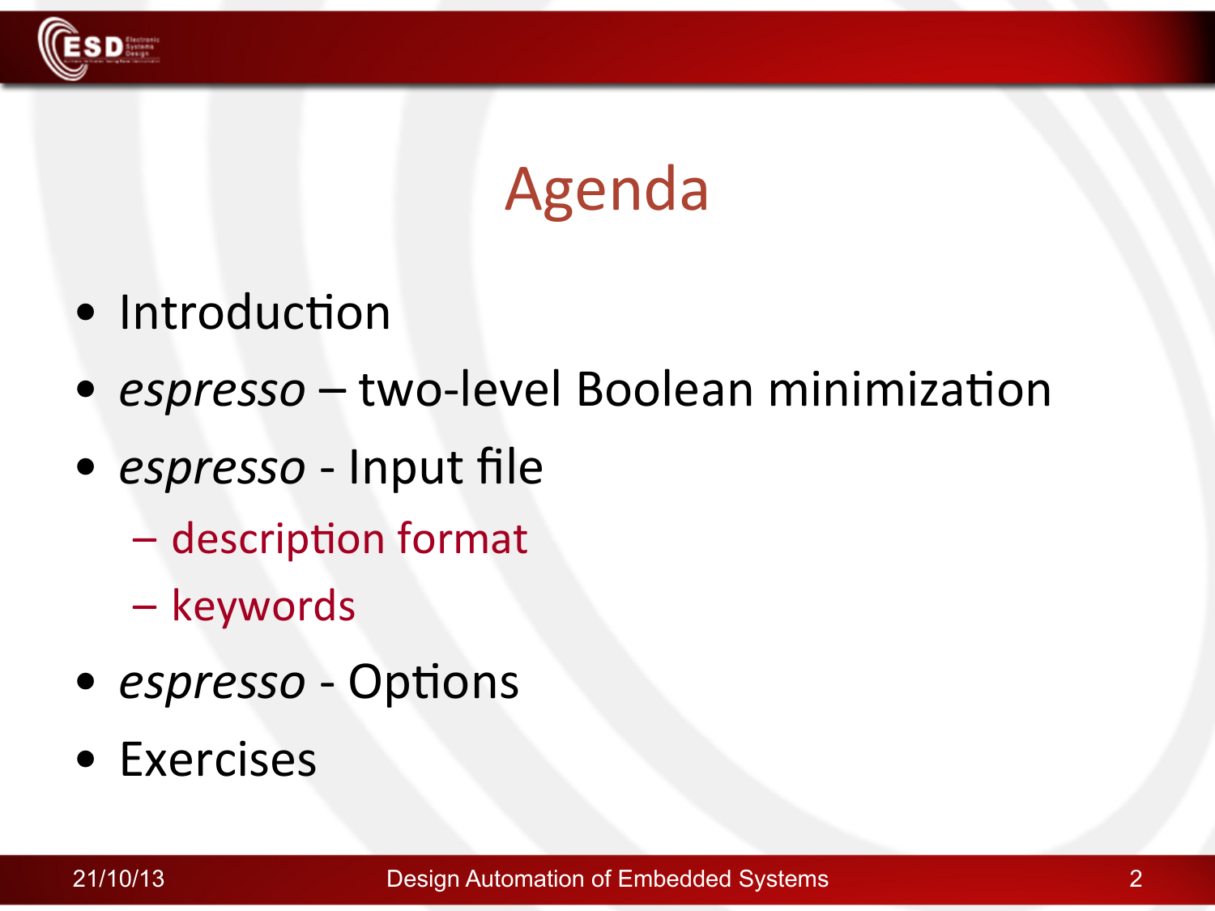# Agenda

- Introduction
- *espresso* – two-level Boolean minimization
- *espresso* - Input file
  - description format
  - keywords
- *espresso* - Options
- Exercises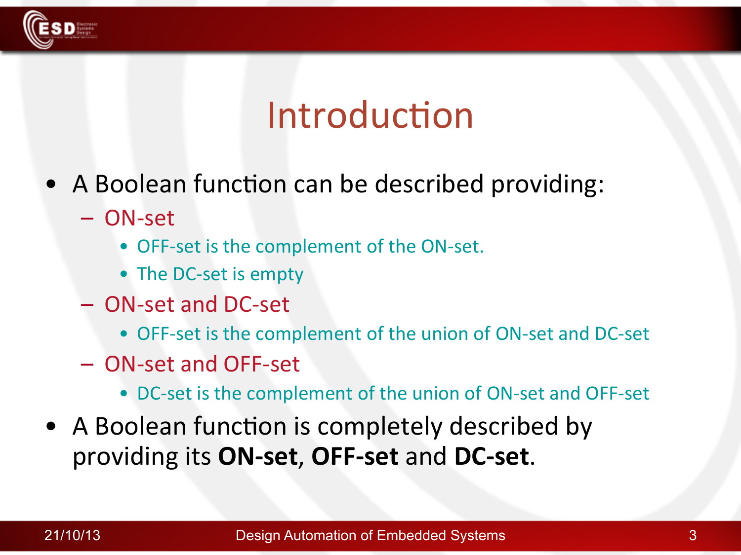# Introduction

- A Boolean function can be described providing:
  - ON-set
    - OFF-set is the complement of the ON-set.
    - The DC-set is empty
  - ON-set and DC-set
    - OFF-set is the complement of the union of ON-set and DC-set
  - ON-set and OFF-set
    - DC-set is the complement of the union of ON-set and OFF-set
- A Boolean function is completely described by providing its **ON-set**, **OFF-set** and **DC-set**.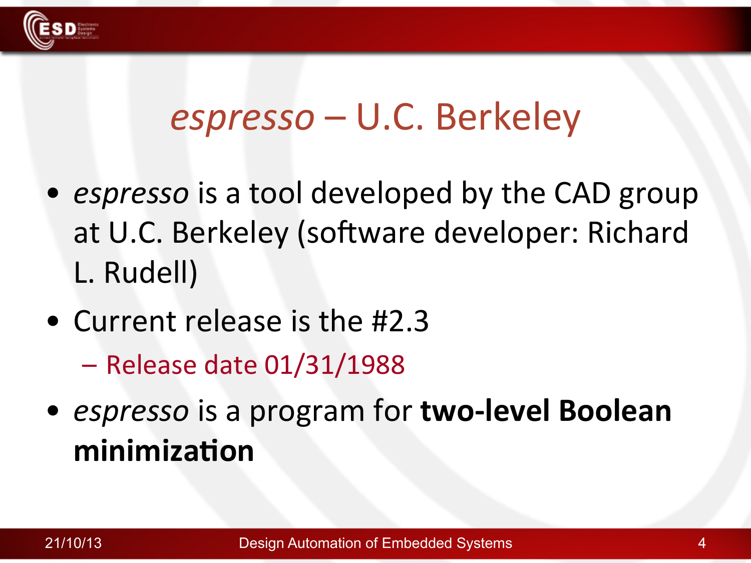# *espresso* – U.C. Berkeley

- *espresso* is a tool developed by the CAD group at U.C. Berkeley (software developer: Richard L. Rudell)
- Current release is the #2.3
  - Release date 01/31/1988
- *espresso* is a program for **two-level Boolean minimization**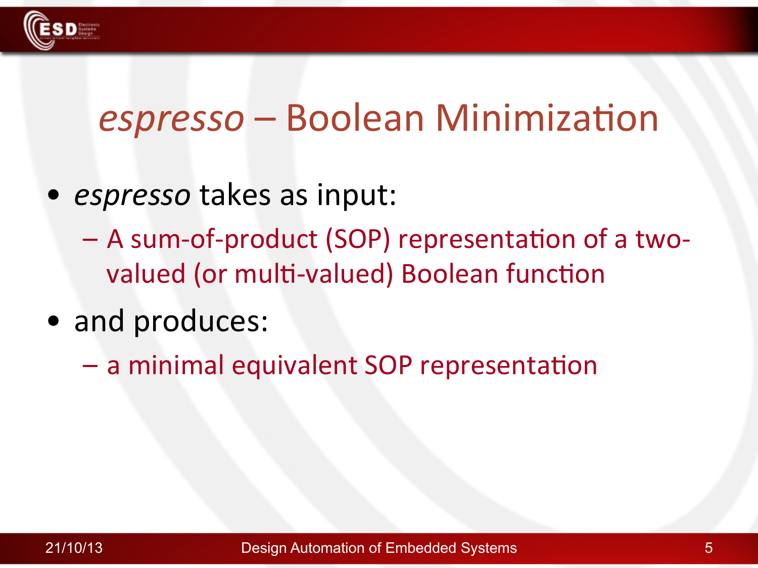# *espresso* – Boolean Minimization

- *espresso* takes as input:
  - A sum-of-product (SOP) representation of a two-valued (or multi-valued) Boolean function
- and produces:
  - a minimal equivalent SOP representation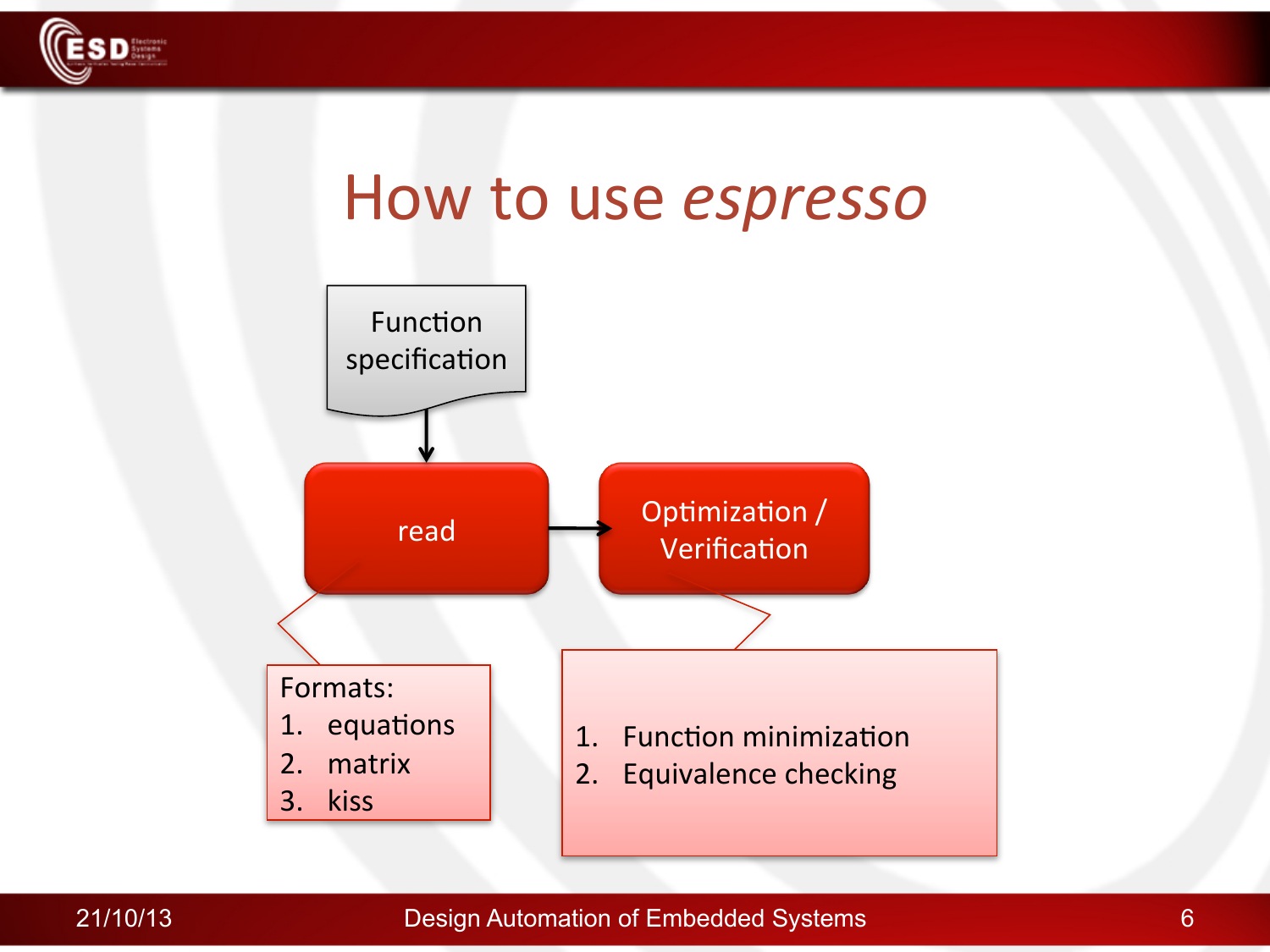# How to use *espresso*

Function specification

read

Optimization / Verification

Formats:
1. equations
2. matrix
3. kiss

1. Function minimization
2. Equivalence checking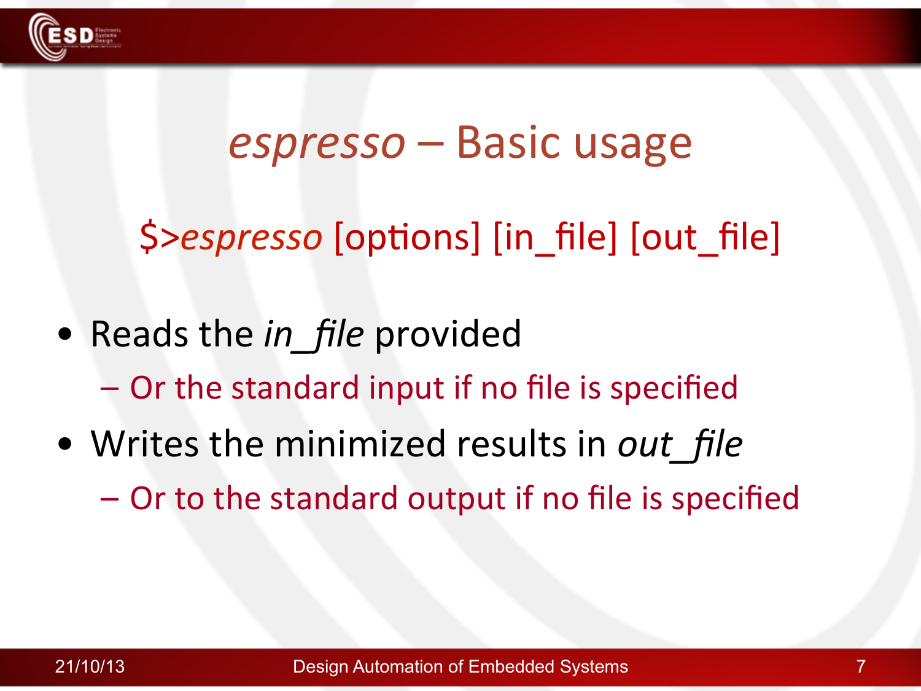# *espresso* – Basic usage

$>*espresso* [options] [in_file] [out_file]

- Reads the *in_file* provided
  - Or the standard input if no file is specified
- Writes the minimized results in *out_file*
  - Or to the standard output if no file is specified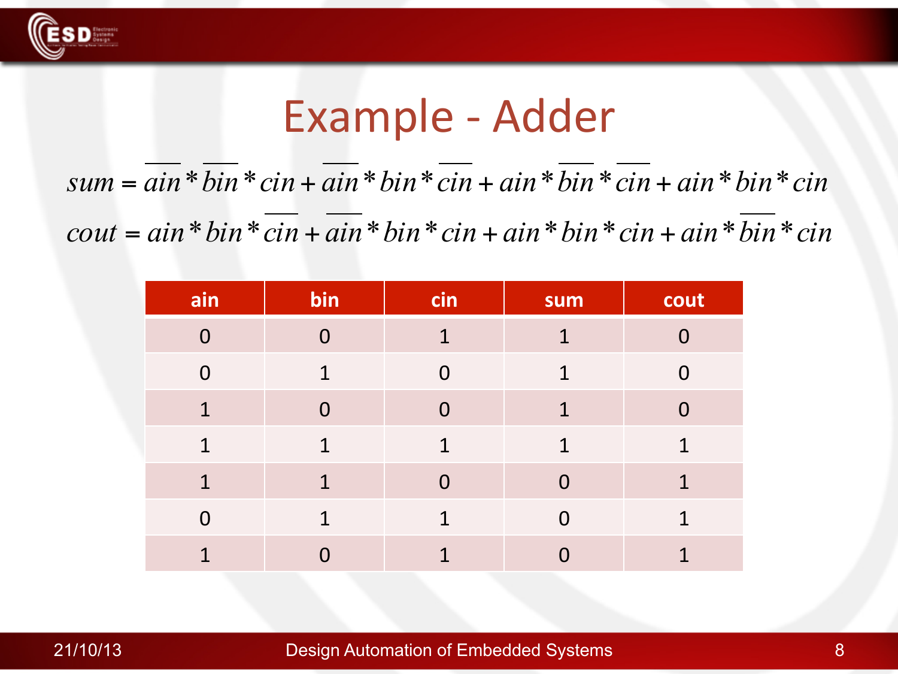# Example - Adder

$$sum = \overline{ain} * \overline{bin} * cin + \overline{ain} * bin * \overline{cin} + ain * \overline{bin} * \overline{cin} + ain * bin * cin$$

$$cout = ain * bin * \overline{cin} + \overline{ain} * bin * cin + ain * bin * cin + ain * \overline{bin} * cin$$

| ain | bin | cin | sum | cout |
|---|---|---|---|---|
| 0 | 0 | 1 | 1 | 0 |
| 0 | 1 | 0 | 1 | 0 |
| 1 | 0 | 0 | 1 | 0 |
| 1 | 1 | 1 | 1 | 1 |
| 1 | 1 | 0 | 0 | 1 |
| 0 | 1 | 1 | 0 | 1 |
| 1 | 0 | 1 | 0 | 1 |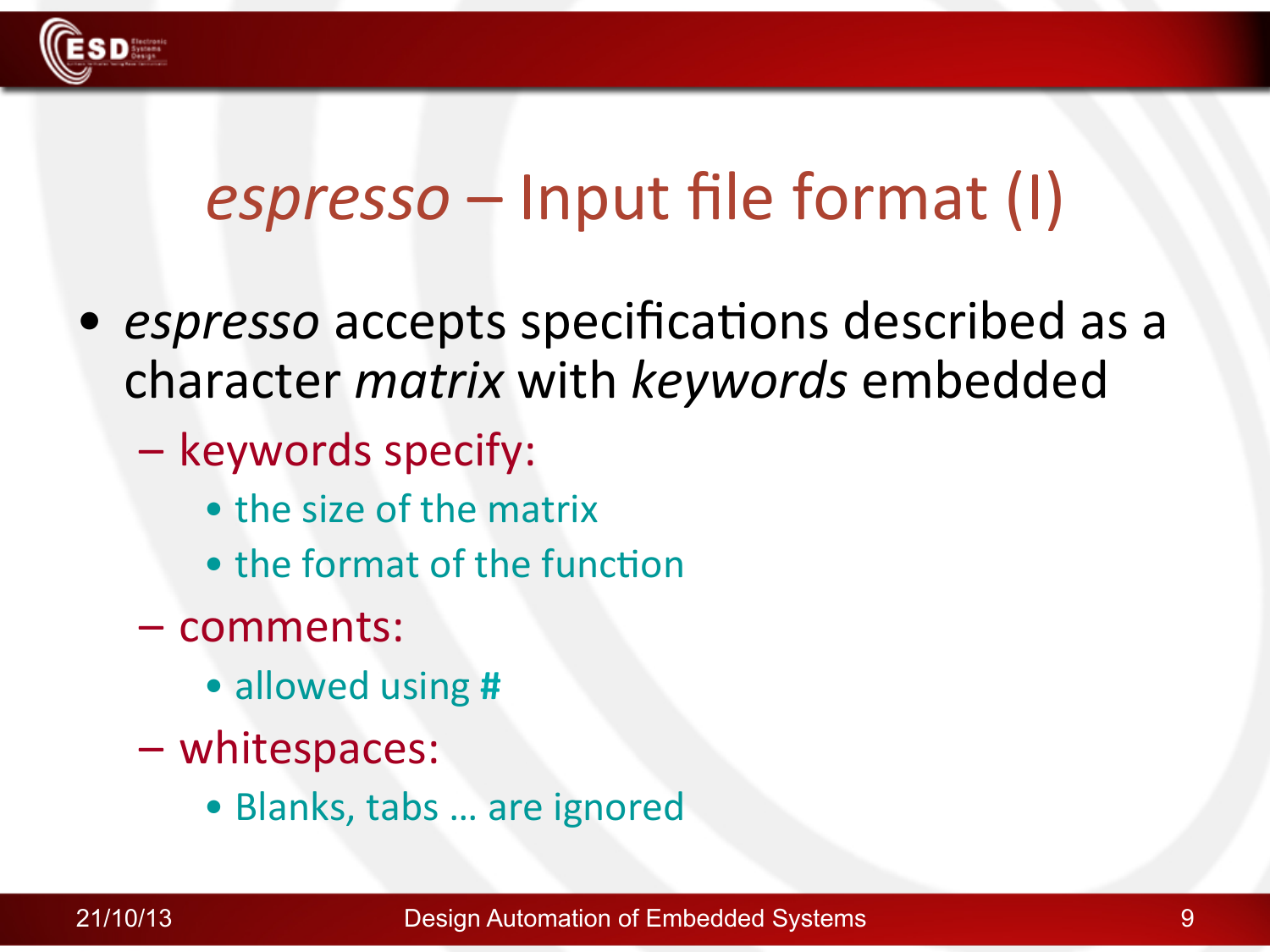# *espresso* – Input file format (I)

- *espresso* accepts specifications described as a character *matrix* with *keywords* embedded
  - keywords specify:
    - the size of the matrix
    - the format of the function
  - comments:
    - allowed using **#**
  - whitespaces:
    - Blanks, tabs … are ignored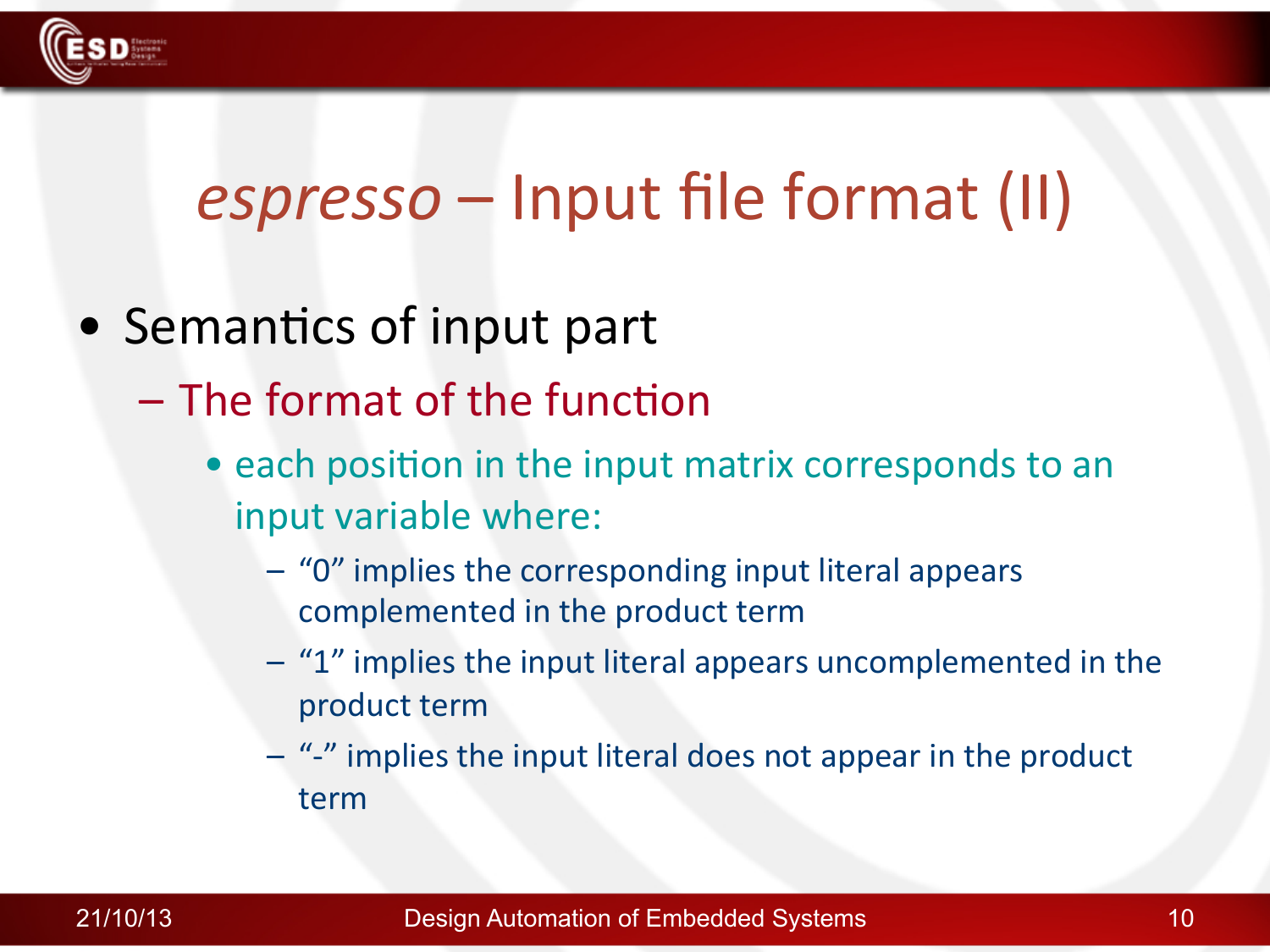# *espresso* – Input file format (II)

- Semantics of input part
  - The format of the function
    - each position in the input matrix corresponds to an input variable where:
      - "0" implies the corresponding input literal appears complemented in the product term
      - "1" implies the input literal appears uncomplemented in the product term
      - "-" implies the input literal does not appear in the product term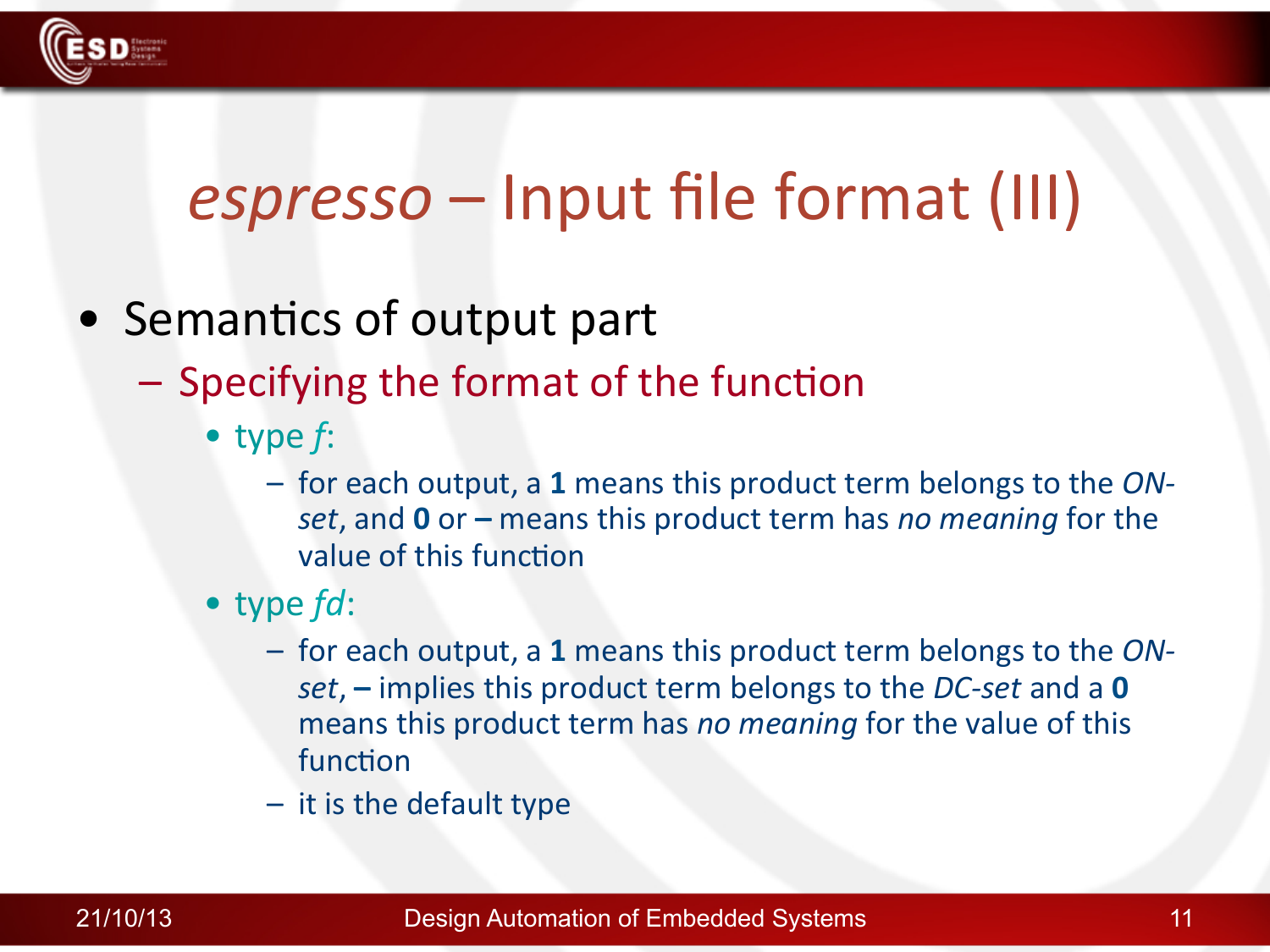# *espresso* – Input file format (III)

- Semantics of output part
  - Specifying the format of the function
    - type *f*:
      - for each output, a **1** means this product term belongs to the *ON-set*, and **0** or **–** means this product term has *no meaning* for the value of this function
    - type *fd*:
      - for each output, a **1** means this product term belongs to the *ON-set*, **–** implies this product term belongs to the *DC-set* and a **0** means this product term has *no meaning* for the value of this function
      - it is the default type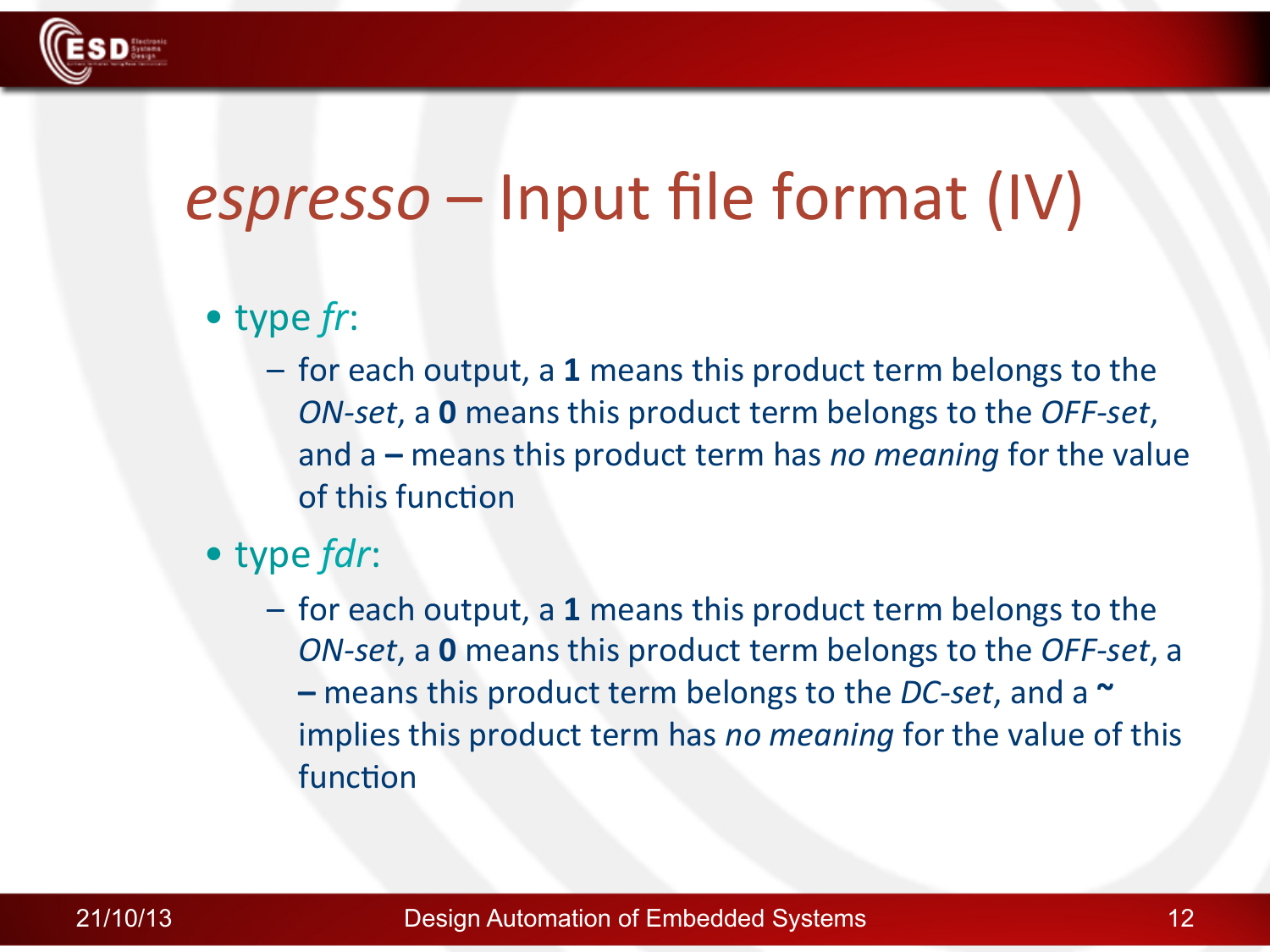# *espresso* – Input file format (IV)

- type *fr*:
  - for each output, a **1** means this product term belongs to the *ON-set*, a **0** means this product term belongs to the *OFF-set*, and a **–** means this product term has *no meaning* for the value of this function
- type *fdr*:
  - for each output, a **1** means this product term belongs to the *ON-set*, a **0** means this product term belongs to the *OFF-set*, a **–** means this product term belongs to the *DC-set*, and a **~** implies this product term has *no meaning* for the value of this function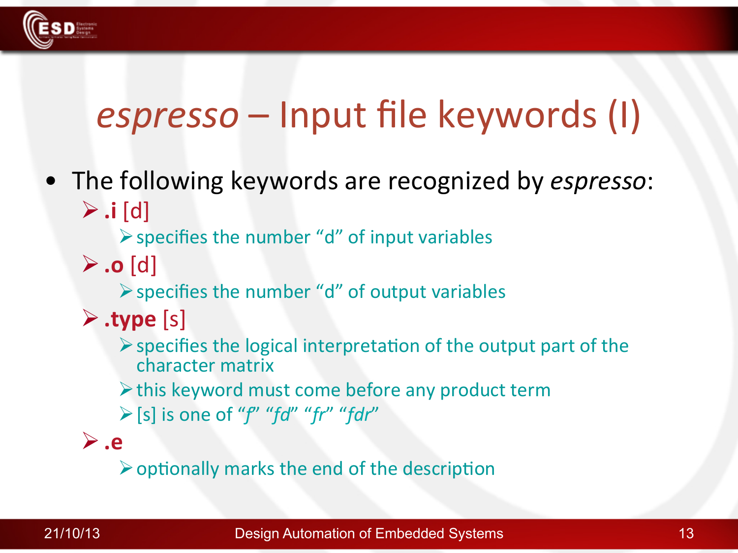# *espresso* – Input file keywords (I)

- The following keywords are recognized by *espresso*:
  - **.i** [d]
    - specifies the number "d" of input variables
  - **.o** [d]
    - specifies the number "d" of output variables
  - **.type** [s]
    - specifies the logical interpretation of the output part of the character matrix
    - this keyword must come before any product term
    - [s] is one of *"f" "fd" "fr" "fdr"*
  - **.e**
    - optionally marks the end of the description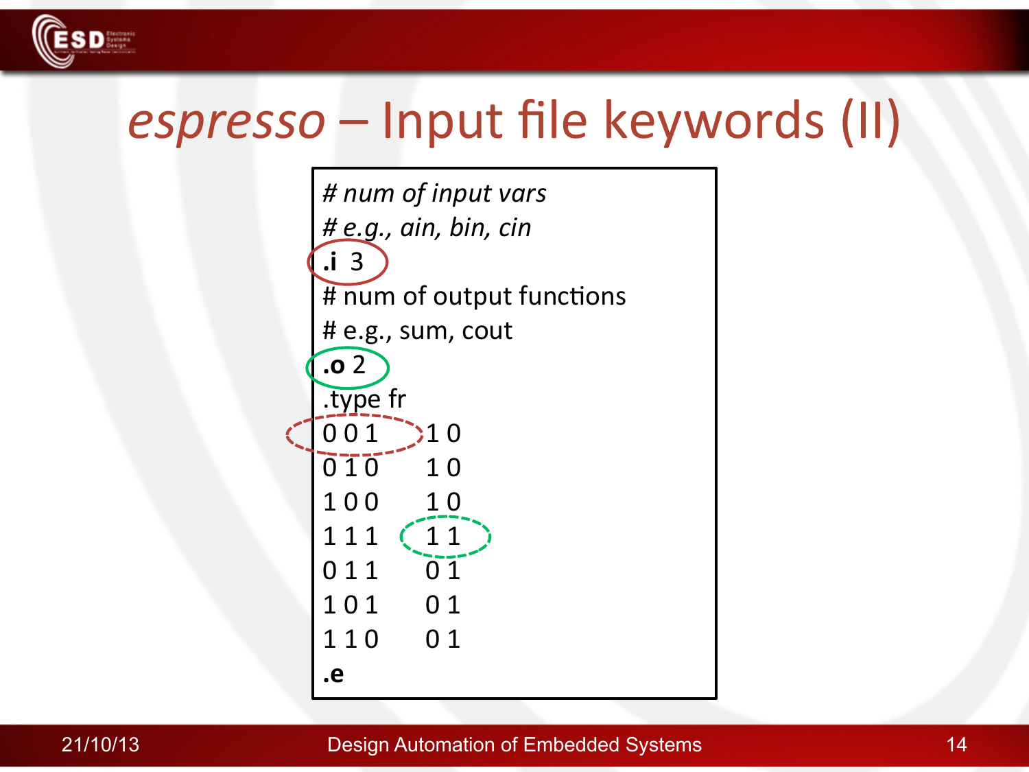# *espresso* – Input file keywords (II)

```
# num of input vars
# e.g., ain, bin, cin
.i 3
# num of output functions
# e.g., sum, cout
.o 2
.type fr
0 0 1     1 0
0 1 0     1 0
1 0 0     1 0
1 1 1     1 1
0 1 1     0 1
1 0 1     0 1
1 1 0     0 1
.e
```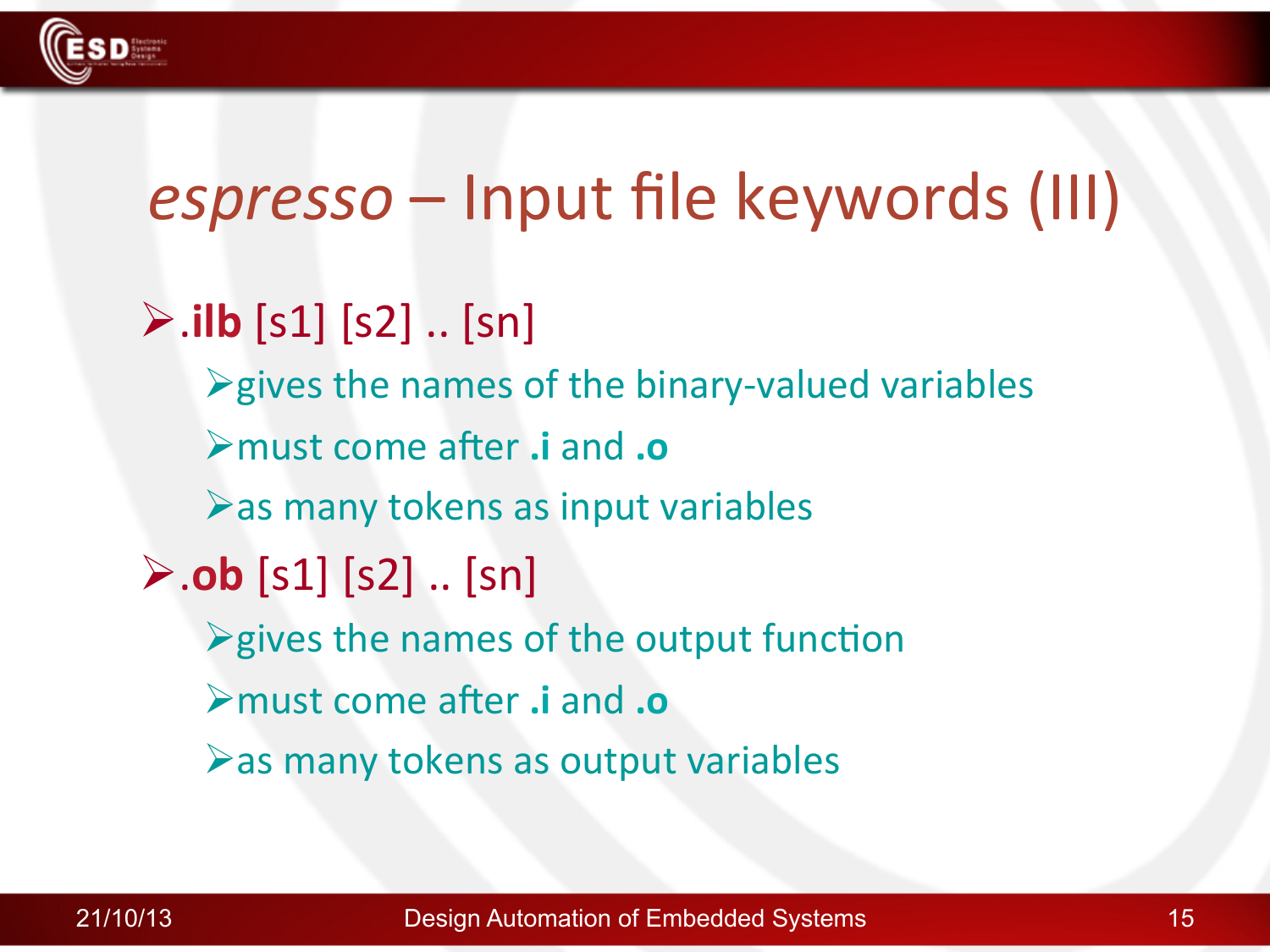# *espresso* – Input file keywords (III)

- **.ilb** [s1] [s2] .. [sn]
  - gives the names of the binary-valued variables
  - must come after **.i** and **.o**
  - as many tokens as input variables
- **.ob** [s1] [s2] .. [sn]
  - gives the names of the output function
  - must come after **.i** and **.o**
  - as many tokens as output variables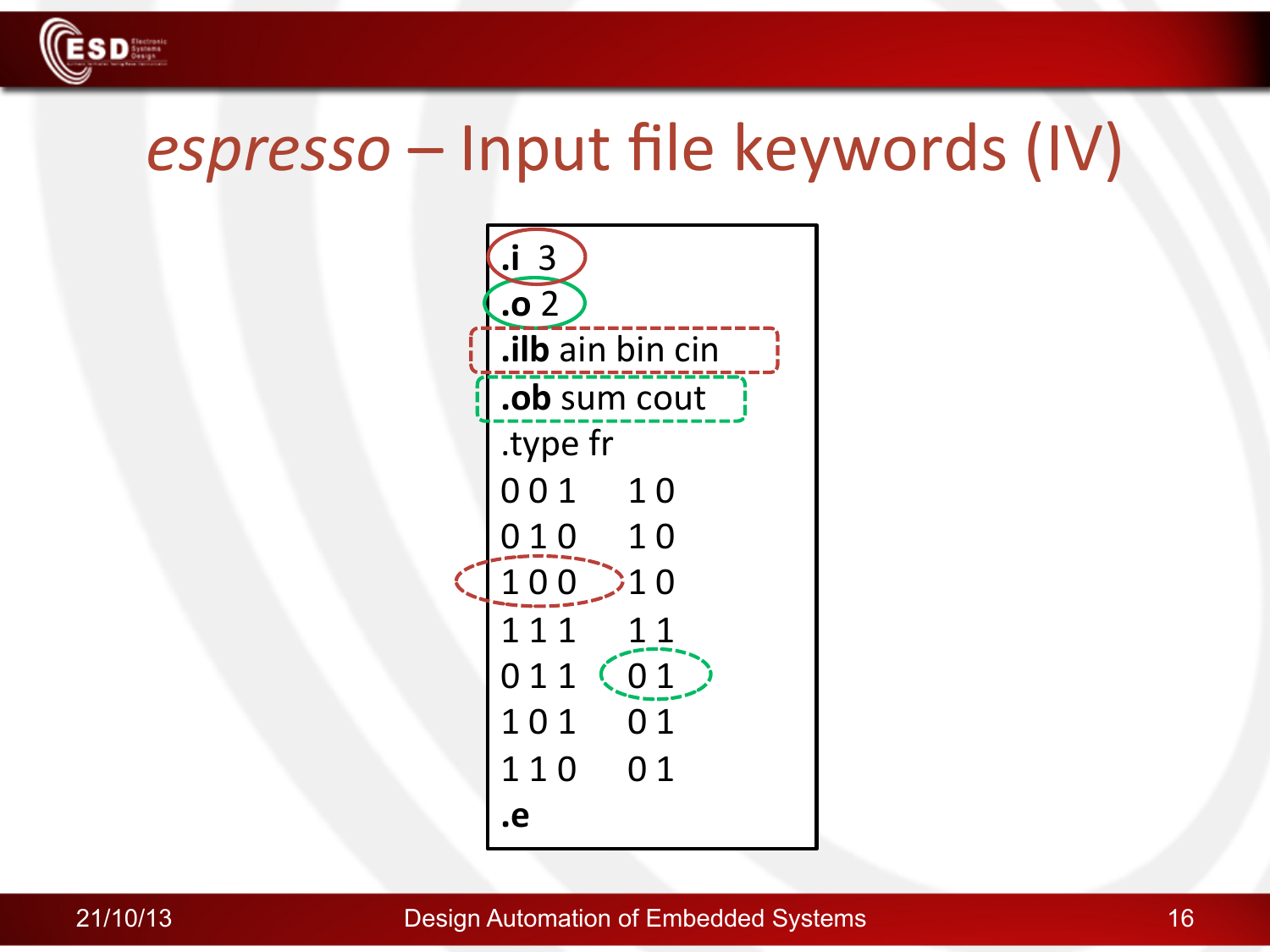# *espresso* – Input file keywords (IV)

```
.i 3
.o 2
.ilb ain bin cin
.ob sum cout
.type fr
0 0 1    1 0
0 1 0    1 0
1 0 0    1 0
1 1 1    1 1
0 1 1    0 1
1 0 1    0 1
1 1 0    0 1
.e
```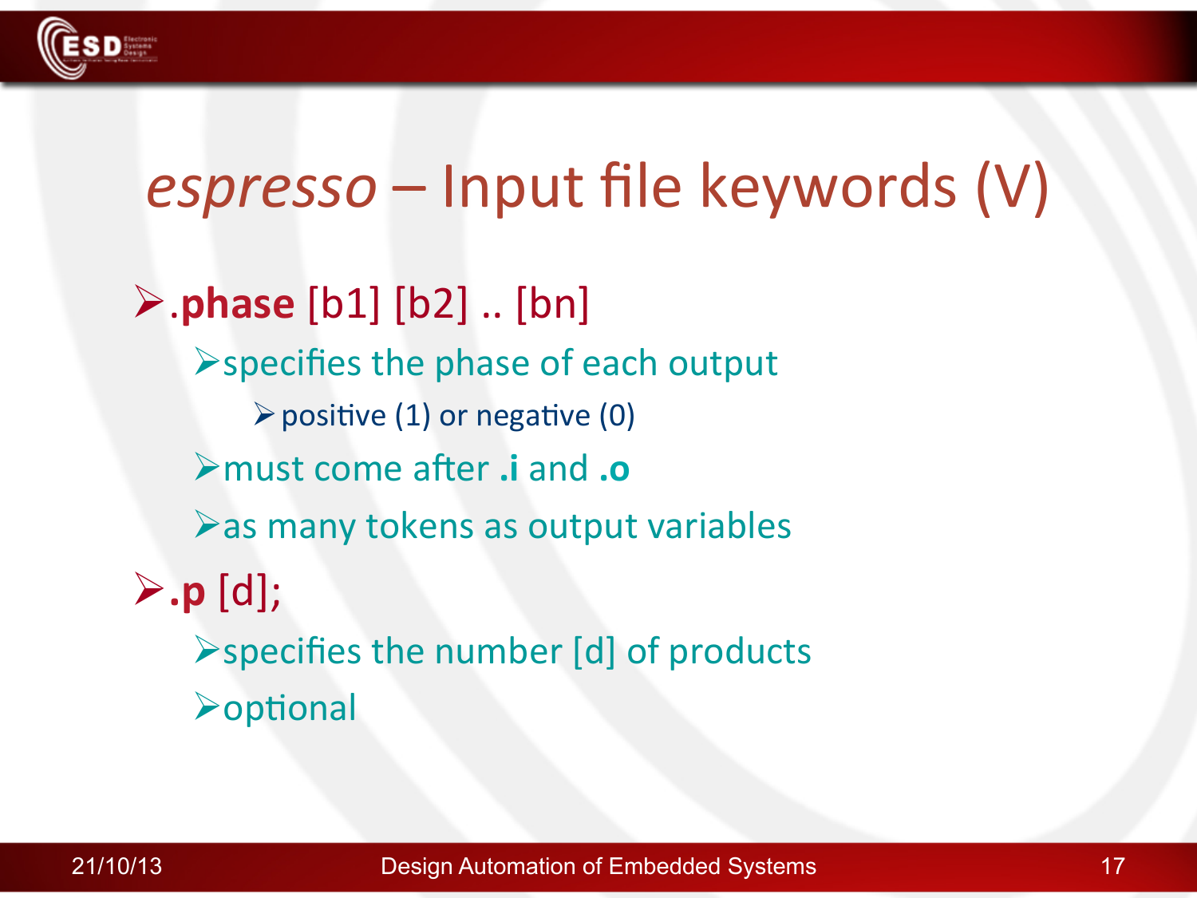# *espresso* – Input file keywords (V)

- **.phase** [b1] [b2] .. [bn]
  - specifies the phase of each output
    - positive (1) or negative (0)
  - must come after **.i** and **.o**
  - as many tokens as output variables
- **.p** [d];
  - specifies the number [d] of products
  - optional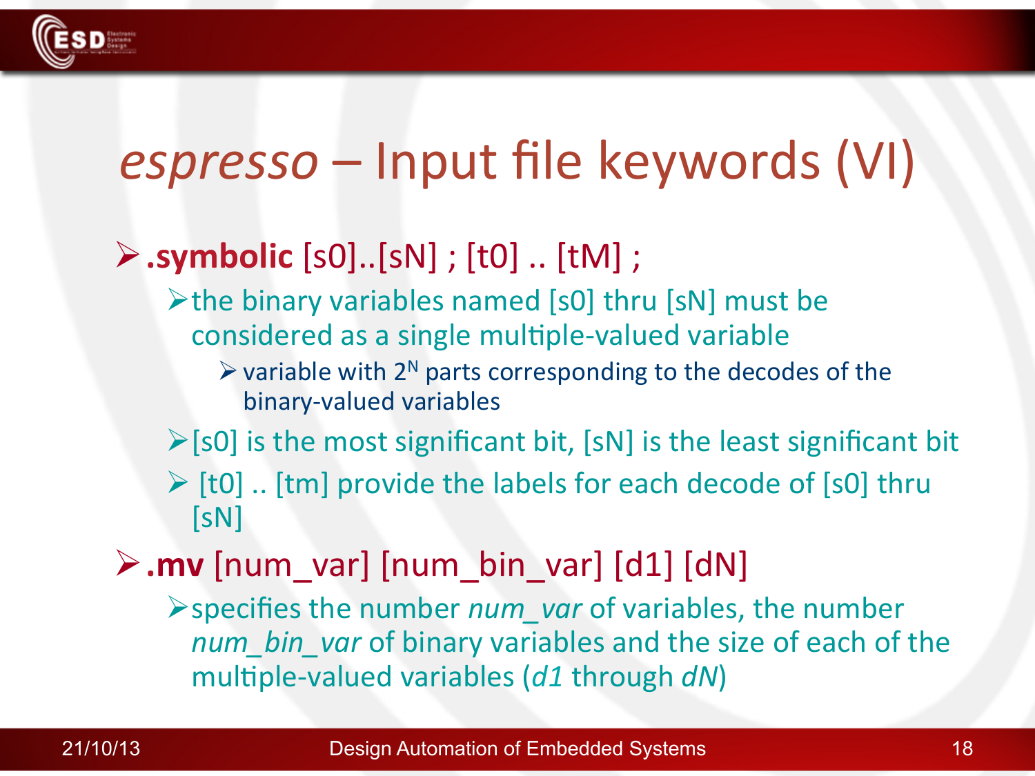# *espresso* – Input file keywords (VI)

- **.symbolic** [s0]..[sN] ; [t0] .. [tM] ;
  - the binary variables named [s0] thru [sN] must be considered as a single multiple-valued variable
    - variable with $2^N$ parts corresponding to the decodes of the binary-valued variables
  - [s0] is the most significant bit, [sN] is the least significant bit
  - [t0] .. [tm] provide the labels for each decode of [s0] thru [sN]
- **.mv** [num_var] [num_bin_var] [d1] [dN]
  - specifies the number *num_var* of variables, the number *num_bin_var* of binary variables and the size of each of the multiple-valued variables (*d1* through *dN*)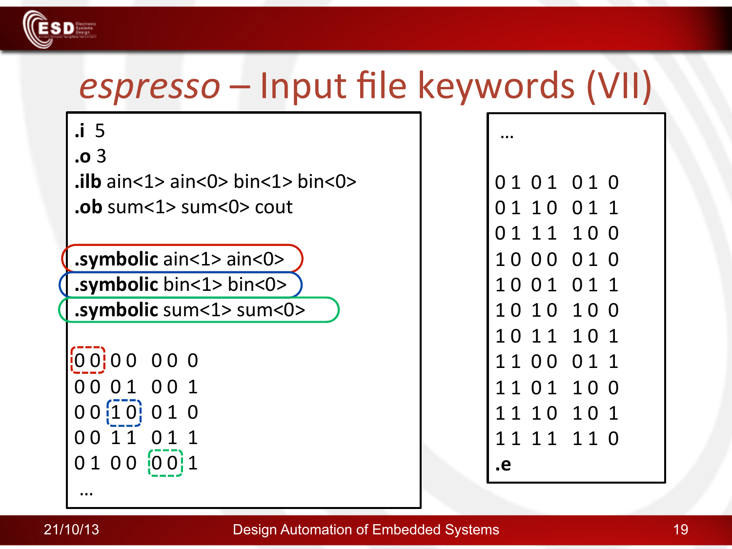# *espresso* – Input file keywords (VII)

```
.i 5
.o 3
.ilb ain<1> ain<0> bin<1> bin<0>
.ob sum<1> sum<0> cout

.symbolic ain<1> ain<0>
.symbolic bin<1> bin<0>
.symbolic sum<1> sum<0>

0 0 0 0  0 0  0
0 0 0 1  0 0  1
0 0 1 0  0 1  0
0 0 1 1  0 1  1
0 1 0 0  0 0  1
…
```

```
…

0 1 0 1  0 1  0
0 1 1 0  0 1  1
0 1 1 1  1 0  0
1 0 0 0  0 1  0
1 0 0 1  0 1  1
1 0 1 0  1 0  0
1 0 1 1  1 0  1
1 1 0 0  0 1  1
1 1 0 1  1 0  0
1 1 1 0  1 0  1
1 1 1 1  1 1  0
.e
```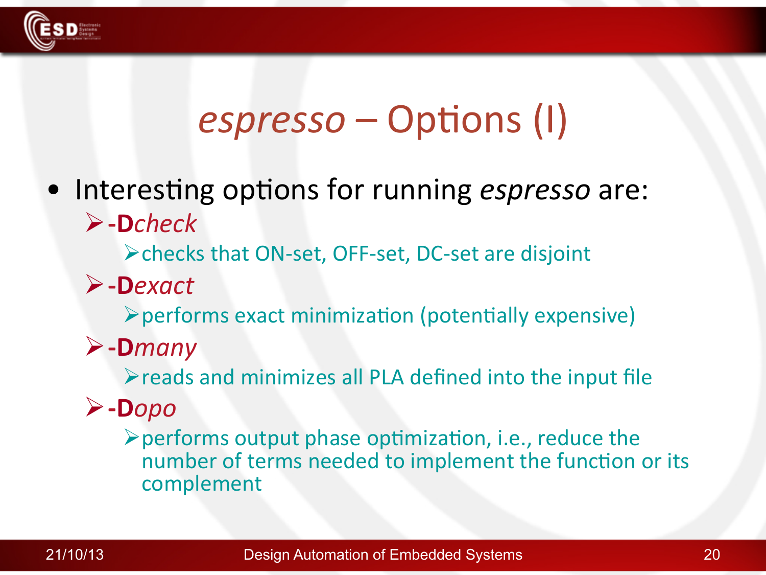# *espresso* – Options (I)

- Interesting options for running *espresso* are:
  - **-D***check*
    - checks that ON-set, OFF-set, DC-set are disjoint
  - **-D***exact*
    - performs exact minimization (potentially expensive)
  - **-D***many*
    - reads and minimizes all PLA defined into the input file
  - **-D***opo*
    - performs output phase optimization, i.e., reduce the number of terms needed to implement the function or its complement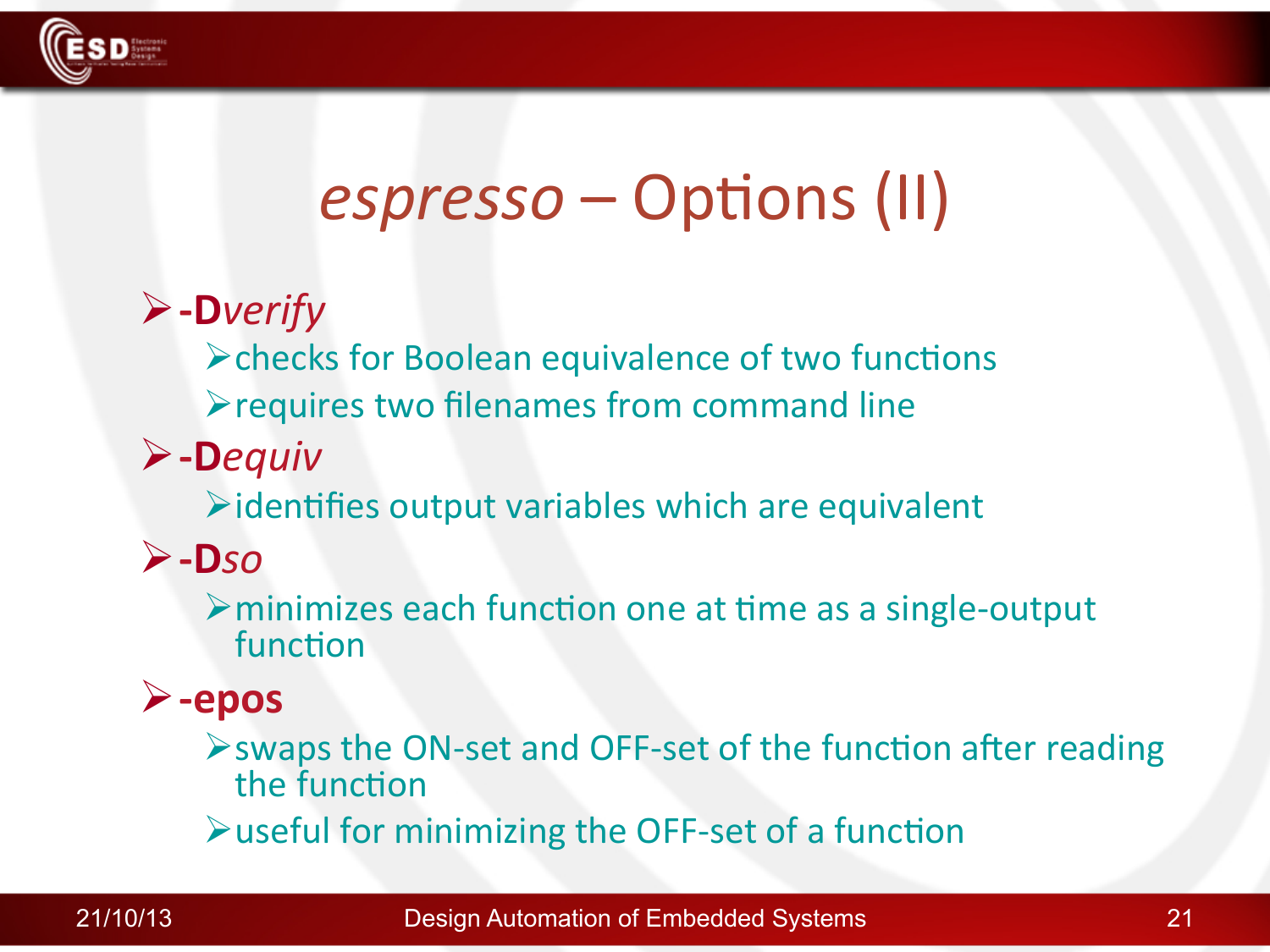# *espresso* – Options (II)

- **-D***verify*
  - checks for Boolean equivalence of two functions
  - requires two filenames from command line
- **-D***equiv*
  - identifies output variables which are equivalent
- **-D***so*
  - minimizes each function one at time as a single-output function
- **-epos**
  - swaps the ON-set and OFF-set of the function after reading the function
  - useful for minimizing the OFF-set of a function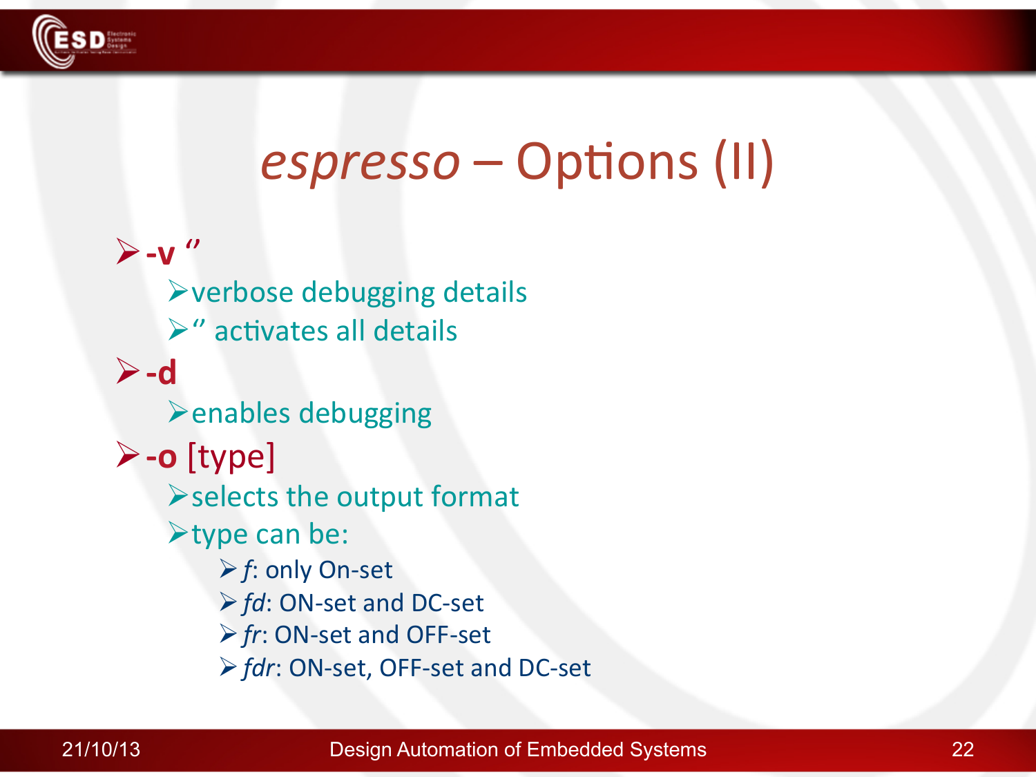# *espresso* – Options (II)

- **-v ‘’**
  - verbose debugging details
  - ‘’ activates all details
- **-d**
  - enables debugging
- **-o** [type]
  - selects the output format
  - type can be:
    - *f*: only On-set
    - *fd*: ON-set and DC-set
    - *fr*: ON-set and OFF-set
    - *fdr*: ON-set, OFF-set and DC-set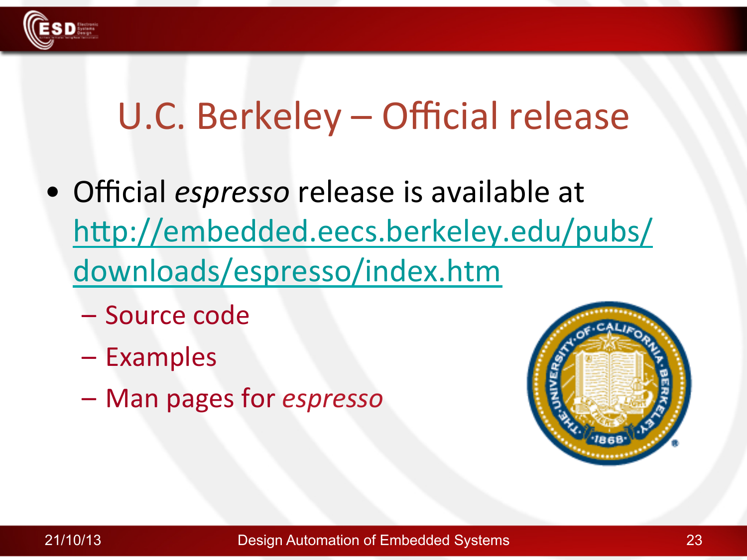# U.C. Berkeley – Official release

- Official *espresso* release is available at http://embedded.eecs.berkeley.edu/pubs/downloads/espresso/index.htm
  - Source code
  - Examples
  - Man pages for *espresso*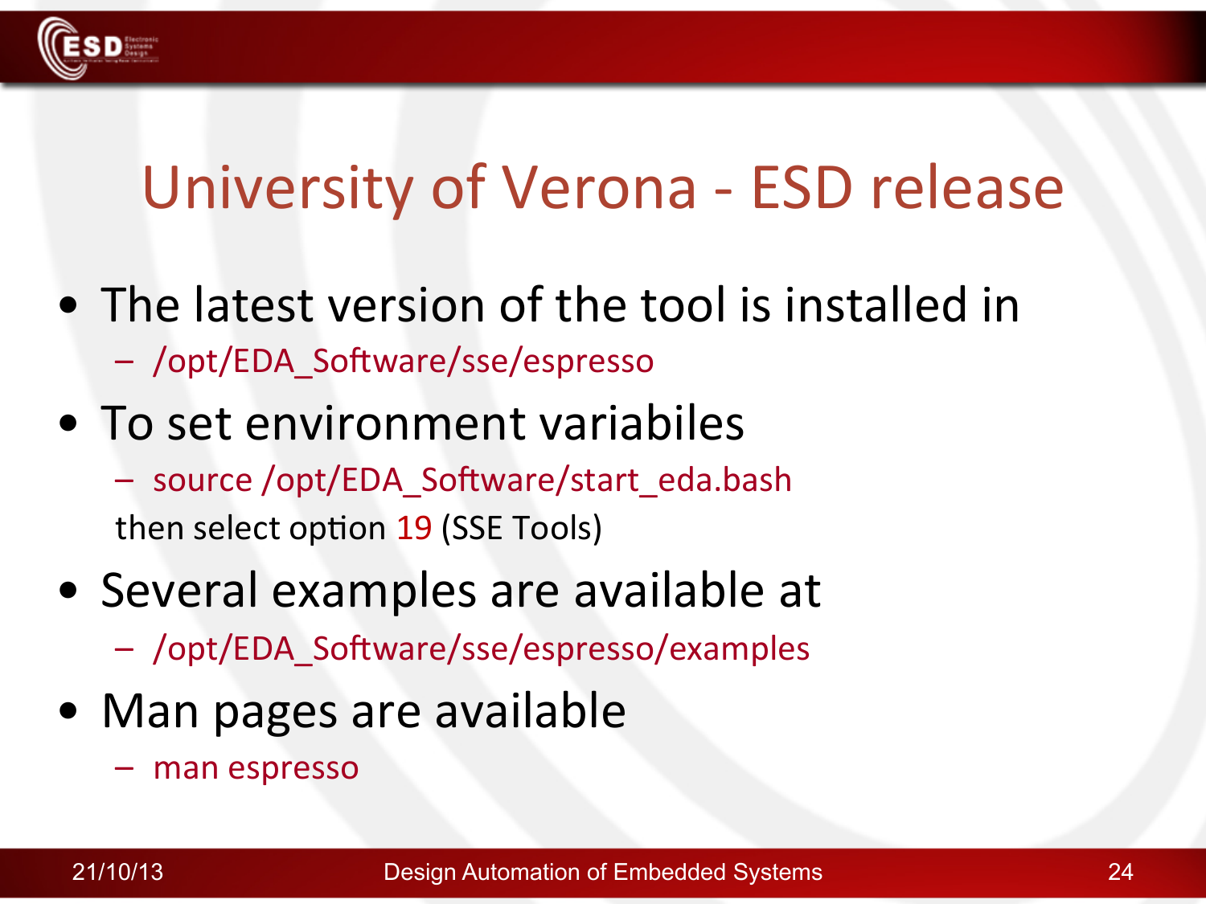# University of Verona - ESD release

- The latest version of the tool is installed in
  - /opt/EDA_Software/sse/espresso
- To set environment variabiles
  - source /opt/EDA_Software/start_eda.bash

  then select option 19 (SSE Tools)
- Several examples are available at
  - /opt/EDA_Software/sse/espresso/examples
- Man pages are available
  - man espresso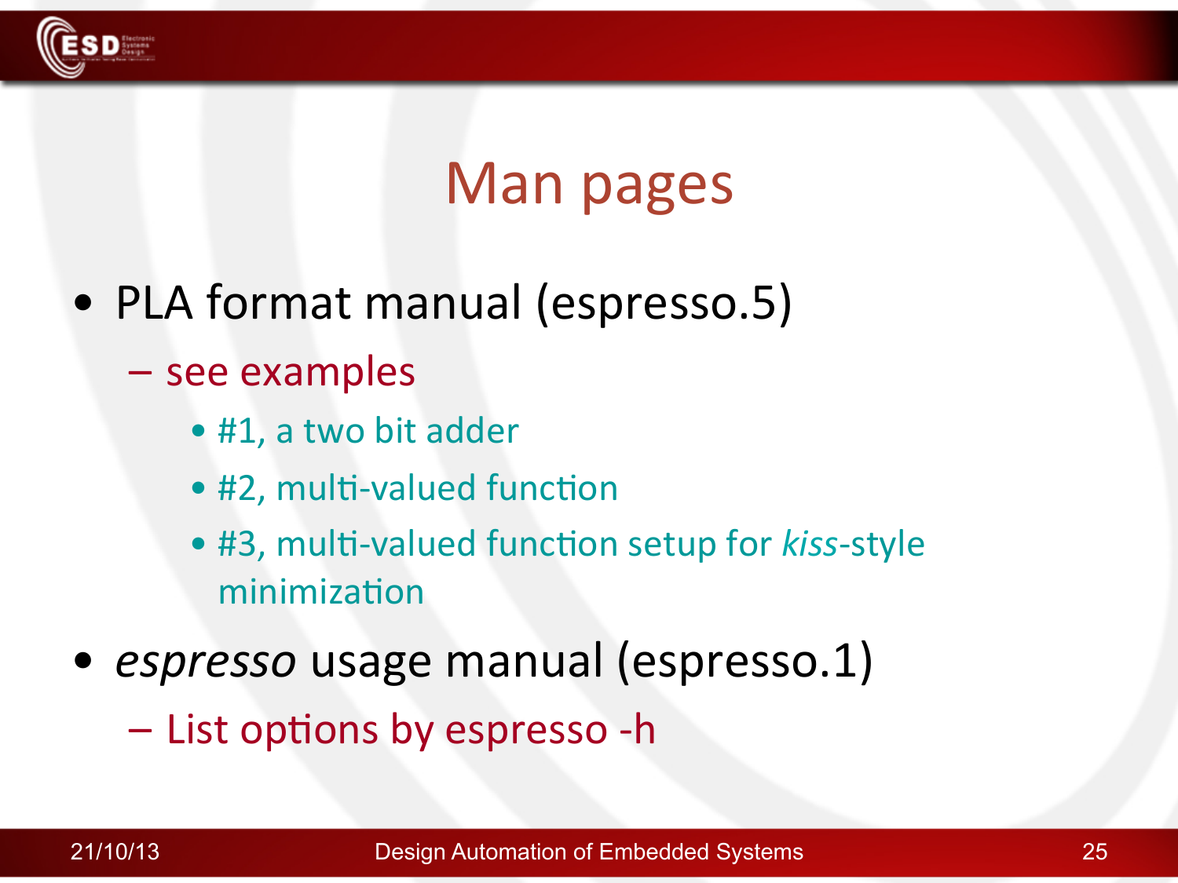# Man pages

- PLA format manual (espresso.5)
  - see examples
    - #1, a two bit adder
    - #2, multi-valued function
    - #3, multi-valued function setup for *kiss*-style minimization
- *espresso* usage manual (espresso.1)
  - List options by espresso -h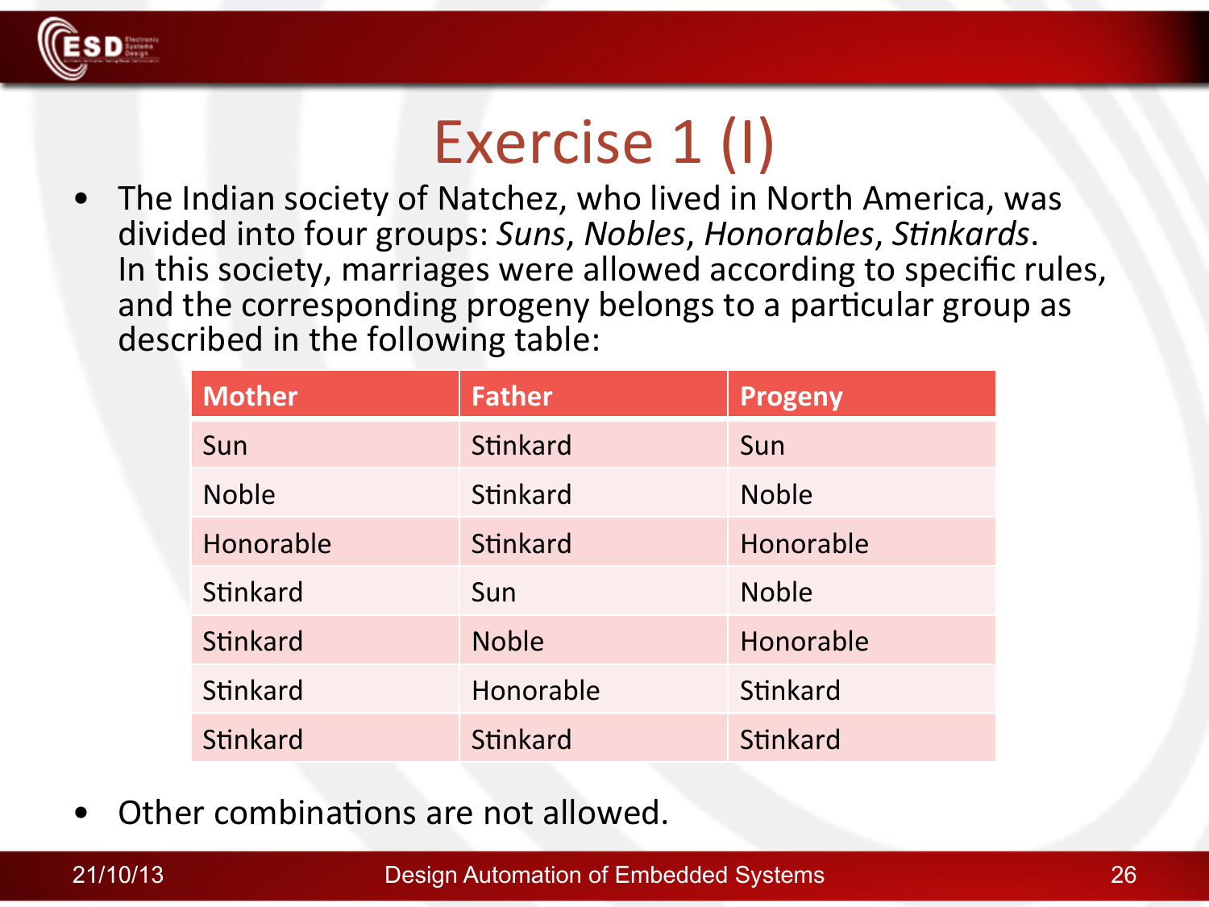# Exercise 1 (I)

- The Indian society of Natchez, who lived in North America, was divided into four groups: *Suns*, *Nobles*, *Honorables*, *Stinkards*. In this society, marriages were allowed according to specific rules, and the corresponding progeny belongs to a particular group as described in the following table:

| Mother | Father | Progeny |
| --- | --- | --- |
| Sun | Stinkard | Sun |
| Noble | Stinkard | Noble |
| Honorable | Stinkard | Honorable |
| Stinkard | Sun | Noble |
| Stinkard | Noble | Honorable |
| Stinkard | Honorable | Stinkard |
| Stinkard | Stinkard | Stinkard |

- Other combinations are not allowed.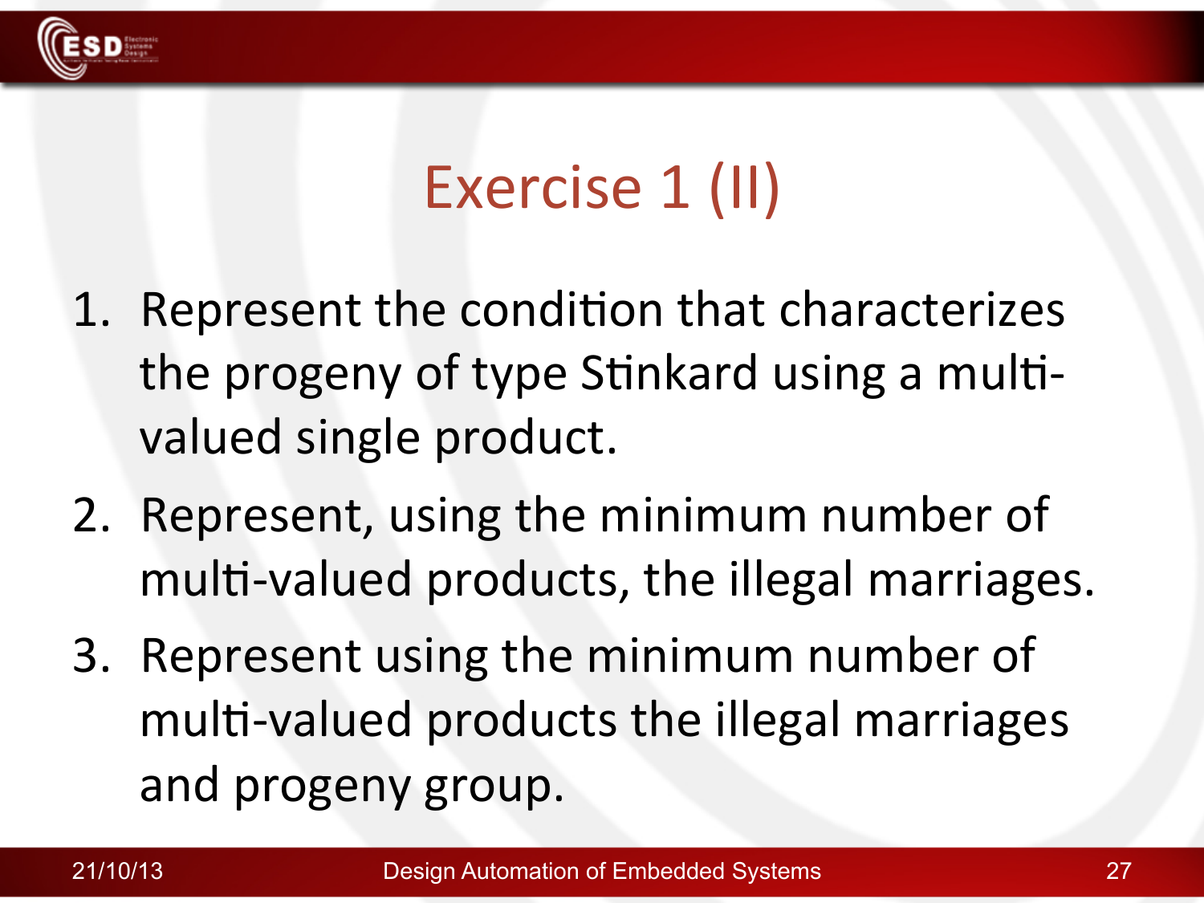# Exercise 1 (II)

1. Represent the condition that characterizes the progeny of type Stinkard using a multi-valued single product.
2. Represent, using the minimum number of multi-valued products, the illegal marriages.
3. Represent using the minimum number of multi-valued products the illegal marriages and progeny group.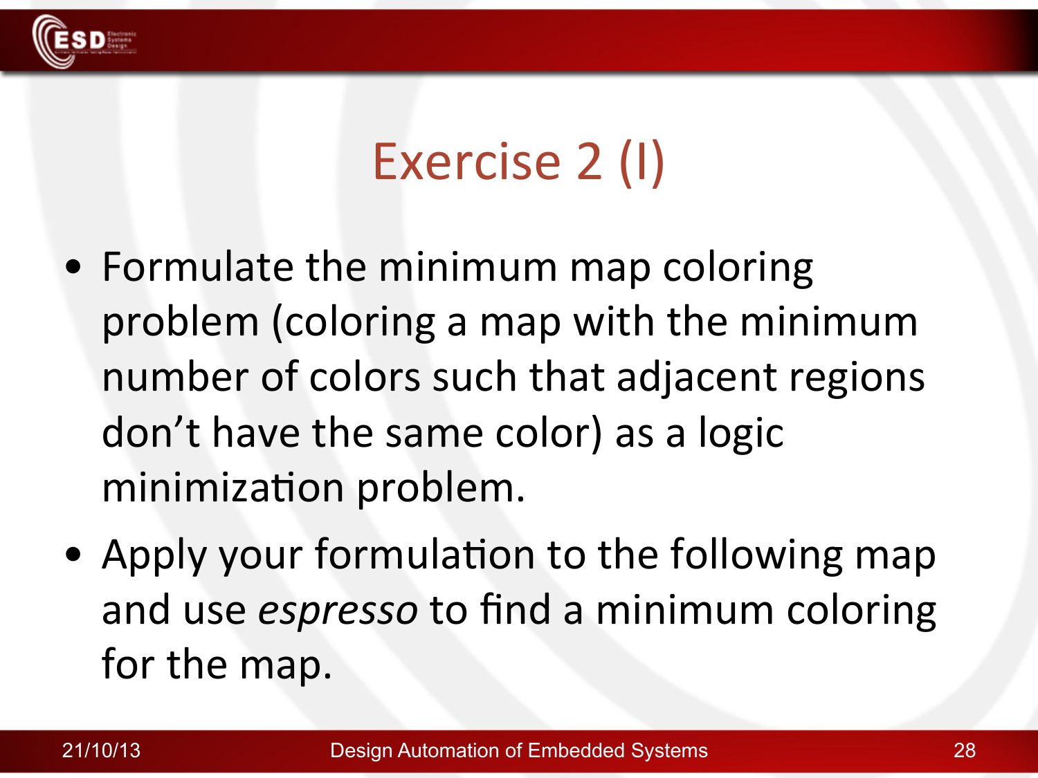# Exercise 2 (I)

- Formulate the minimum map coloring problem (coloring a map with the minimum number of colors such that adjacent regions don't have the same color) as a logic minimization problem.
- Apply your formulation to the following map and use *espresso* to find a minimum coloring for the map.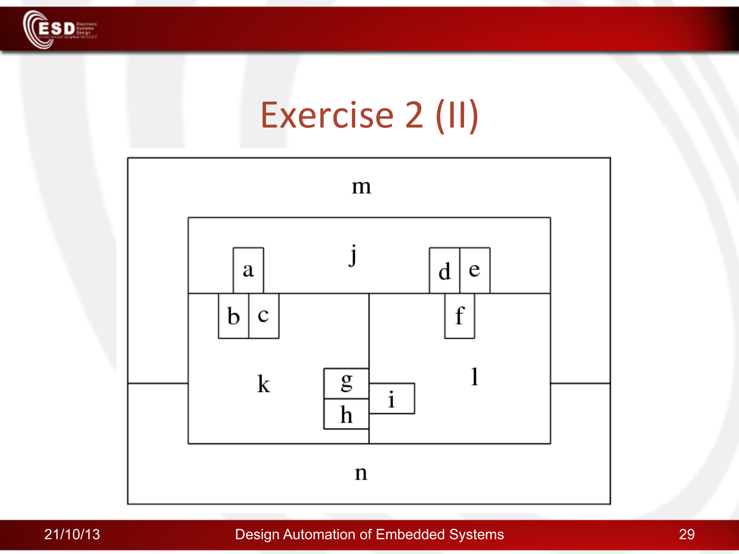# Exercise 2 (II)

m

j

a

d

e

b

c

f

k

g

h

i

l

n